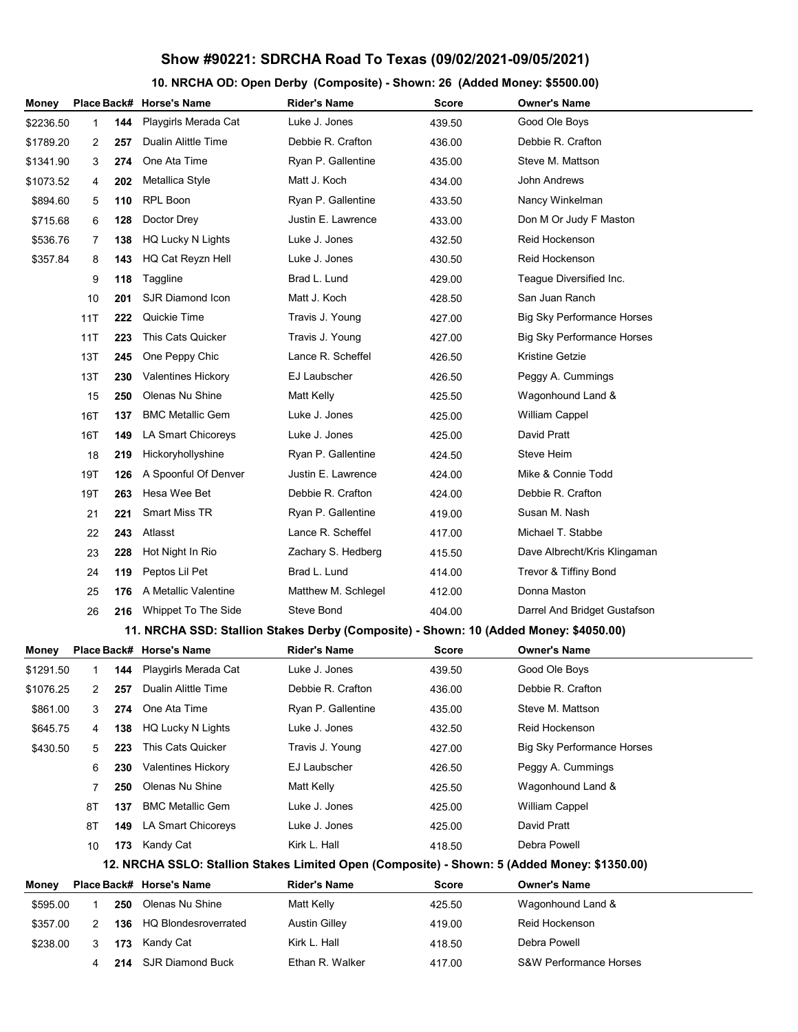# Show #90221: SDRCHA Road To Texas (09/02/2021-09/05/2021)

## 10. NRCHA OD: Open Derby (Composite) - Shown: 26 (Added Money: $5500.00)

| Money | Place | Back# | Horse's Name | Rider's Name | Score | Owner's Name |
|---|---|---|---|---|---|---|
| $2236.50 | 1 | 144 | Playgirls Merada Cat | Luke J. Jones | 439.50 | Good Ole Boys |
| $1789.20 | 2 | 257 | Dualin Alittle Time | Debbie R. Crafton | 436.00 | Debbie R. Crafton |
| $1341.90 | 3 | 274 | One Ata Time | Ryan P. Gallentine | 435.00 | Steve M. Mattson |
| $1073.52 | 4 | 202 | Metallica Style | Matt J. Koch | 434.00 | John Andrews |
| $894.60 | 5 | 110 | RPL Boon | Ryan P. Gallentine | 433.50 | Nancy Winkelman |
| $715.68 | 6 | 128 | Doctor Drey | Justin E. Lawrence | 433.00 | Don M Or Judy F Maston |
| $536.76 | 7 | 138 | HQ Lucky N Lights | Luke J. Jones | 432.50 | Reid Hockenson |
| $357.84 | 8 | 143 | HQ Cat Reyzn Hell | Luke J. Jones | 430.50 | Reid Hockenson |
| | 9 | 118 | Taggline | Brad L. Lund | 429.00 | Teague Diversified Inc. |
| | 10 | 201 | SJR Diamond Icon | Matt J. Koch | 428.50 | San Juan Ranch |
| | 11T | 222 | Quickie Time | Travis J. Young | 427.00 | Big Sky Performance Horses |
| | 11T | 223 | This Cats Quicker | Travis J. Young | 427.00 | Big Sky Performance Horses |
| | 13T | 245 | One Peppy Chic | Lance R. Scheffel | 426.50 | Kristine Getzie |
| | 13T | 230 | Valentines Hickory | EJ Laubscher | 426.50 | Peggy A. Cummings |
| | 15 | 250 | Olenas Nu Shine | Matt Kelly | 425.50 | Wagonhound Land & |
| | 16T | 137 | BMC Metallic Gem | Luke J. Jones | 425.00 | William Cappel |
| | 16T | 149 | LA Smart Chicoreys | Luke J. Jones | 425.00 | David Pratt |
| | 18 | 219 | Hickoryhollyshine | Ryan P. Gallentine | 424.50 | Steve Heim |
| | 19T | 126 | A Spoonful Of Denver | Justin E. Lawrence | 424.00 | Mike & Connie Todd |
| | 19T | 263 | Hesa Wee Bet | Debbie R. Crafton | 424.00 | Debbie R. Crafton |
| | 21 | 221 | Smart Miss TR | Ryan P. Gallentine | 419.00 | Susan M. Nash |
| | 22 | 243 | Atlasst | Lance R. Scheffel | 417.00 | Michael T. Stabbe |
| | 23 | 228 | Hot Night In Rio | Zachary S. Hedberg | 415.50 | Dave Albrecht/Kris Klingaman |
| | 24 | 119 | Peptos Lil Pet | Brad L. Lund | 414.00 | Trevor & Tiffiny Bond |
| | 25 | 176 | A Metallic Valentine | Matthew M. Schlegel | 412.00 | Donna Maston |
| | 26 | 216 | Whippet To The Side | Steve Bond | 404.00 | Darrel And Bridget Gustafson |

## 11. NRCHA SSD: Stallion Stakes Derby (Composite) - Shown: 10 (Added Money: $4050.00)

| Money | Place | Back# | Horse's Name | Rider's Name | Score | Owner's Name |
|---|---|---|---|---|---|---|
| $1291.50 | 1 | 144 | Playgirls Merada Cat | Luke J. Jones | 439.50 | Good Ole Boys |
| $1076.25 | 2 | 257 | Dualin Alittle Time | Debbie R. Crafton | 436.00 | Debbie R. Crafton |
| $861.00 | 3 | 274 | One Ata Time | Ryan P. Gallentine | 435.00 | Steve M. Mattson |
| $645.75 | 4 | 138 | HQ Lucky N Lights | Luke J. Jones | 432.50 | Reid Hockenson |
| $430.50 | 5 | 223 | This Cats Quicker | Travis J. Young | 427.00 | Big Sky Performance Horses |
| | 6 | 230 | Valentines Hickory | EJ Laubscher | 426.50 | Peggy A. Cummings |
| | 7 | 250 | Olenas Nu Shine | Matt Kelly | 425.50 | Wagonhound Land & |
| | 8T | 137 | BMC Metallic Gem | Luke J. Jones | 425.00 | William Cappel |
| | 8T | 149 | LA Smart Chicoreys | Luke J. Jones | 425.00 | David Pratt |
| | 10 | 173 | Kandy Cat | Kirk L. Hall | 418.50 | Debra Powell |

## 12. NRCHA SSLO: Stallion Stakes Limited Open (Composite) - Shown: 5 (Added Money: $1350.00)

| Money | Place | Back# | Horse's Name | Rider's Name | Score | Owner's Name |
|---|---|---|---|---|---|---|
| $595.00 | 1 | 250 | Olenas Nu Shine | Matt Kelly | 425.50 | Wagonhound Land & |
| $357.00 | 2 | 136 | HQ Blondesroverrated | Austin Gilley | 419.00 | Reid Hockenson |
| $238.00 | 3 | 173 | Kandy Cat | Kirk L. Hall | 418.50 | Debra Powell |
| | 4 | 214 | SJR Diamond Buck | Ethan R. Walker | 417.00 | S&W Performance Horses |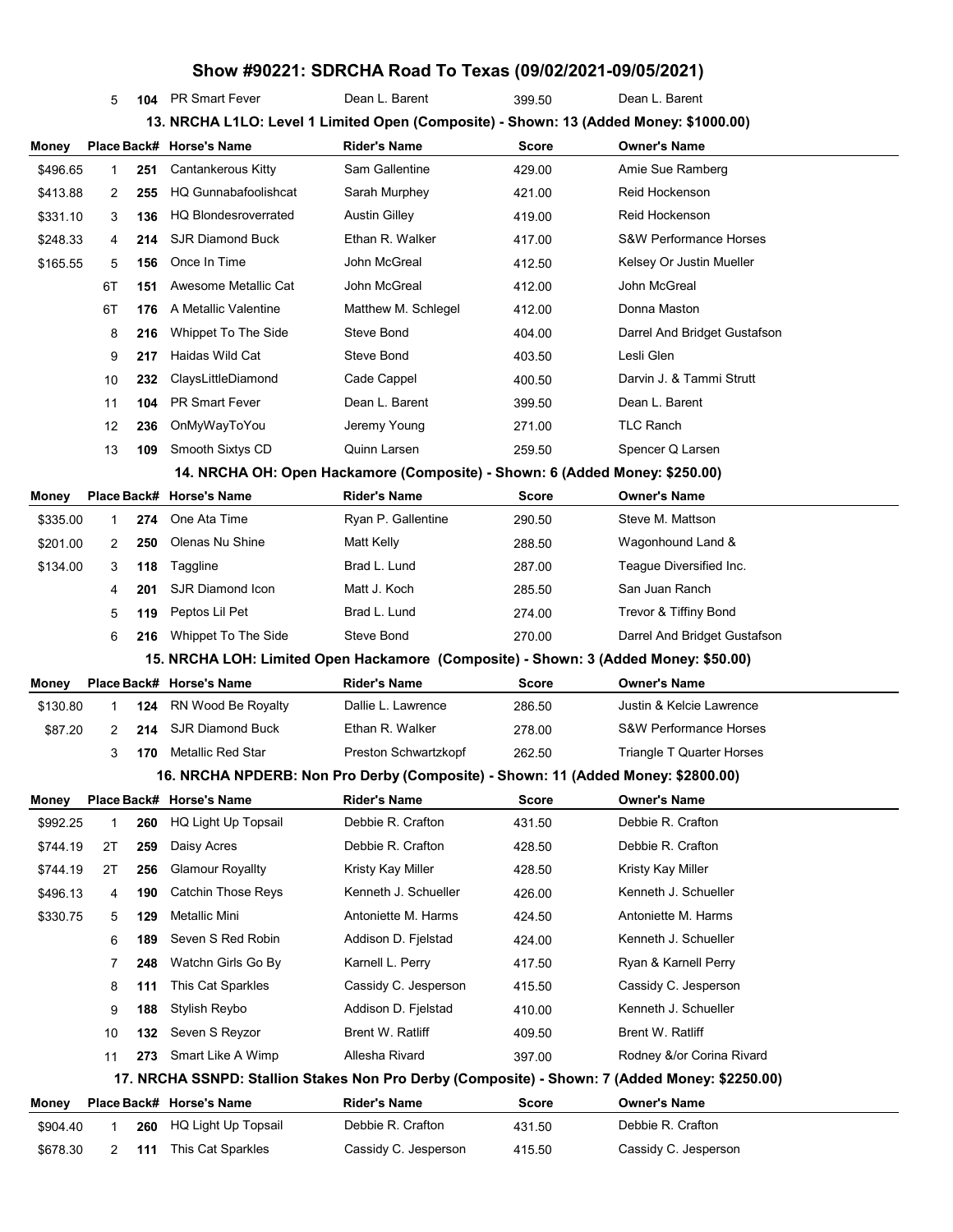# Show #90221: SDRCHA Road To Texas (09/02/2021-09/05/2021)

| Money | Place | Back# | Horse's Name | Rider's Name | Score | Owner's Name |
|---|---|---|---|---|---|---|
| | 5 | 104 | PR Smart Fever | Dean L. Barent | 399.50 | Dean L. Barent |

## 13. NRCHA L1LO: Level 1 Limited Open (Composite) - Shown: 13 (Added Money: $1000.00)

| Money | Place | Back# | Horse's Name | Rider's Name | Score | Owner's Name |
|---|---|---|---|---|---|---|
| $496.65 | 1 | 251 | Cantankerous Kitty | Sam Gallentine | 429.00 | Amie Sue Ramberg |
| $413.88 | 2 | 255 | HQ Gunnabafoolishcat | Sarah Murphey | 421.00 | Reid Hockenson |
| $331.10 | 3 | 136 | HQ Blondesroverrated | Austin Gilley | 419.00 | Reid Hockenson |
| $248.33 | 4 | 214 | SJR Diamond Buck | Ethan R. Walker | 417.00 | S&W Performance Horses |
| $165.55 | 5 | 156 | Once In Time | John McGreal | 412.50 | Kelsey Or Justin Mueller |
| | 6T | 151 | Awesome Metallic Cat | John McGreal | 412.00 | John McGreal |
| | 6T | 176 | A Metallic Valentine | Matthew M. Schlegel | 412.00 | Donna Maston |
| | 8 | 216 | Whippet To The Side | Steve Bond | 404.00 | Darrel And Bridget Gustafson |
| | 9 | 217 | Haidas Wild Cat | Steve Bond | 403.50 | Lesli Glen |
| | 10 | 232 | ClaysLittleDiamond | Cade Cappel | 400.50 | Darvin J. & Tammi Strutt |
| | 11 | 104 | PR Smart Fever | Dean L. Barent | 399.50 | Dean L. Barent |
| | 12 | 236 | OnMyWayToYou | Jeremy Young | 271.00 | TLC Ranch |
| | 13 | 109 | Smooth Sixtys CD | Quinn Larsen | 259.50 | Spencer Q Larsen |

## 14. NRCHA OH: Open Hackamore (Composite) - Shown: 6 (Added Money: $250.00)

| Money | Place | Back# | Horse's Name | Rider's Name | Score | Owner's Name |
|---|---|---|---|---|---|---|
| $335.00 | 1 | 274 | One Ata Time | Ryan P. Gallentine | 290.50 | Steve M. Mattson |
| $201.00 | 2 | 250 | Olenas Nu Shine | Matt Kelly | 288.50 | Wagonhound Land & |
| $134.00 | 3 | 118 | Taggline | Brad L. Lund | 287.00 | Teague Diversified Inc. |
| | 4 | 201 | SJR Diamond Icon | Matt J. Koch | 285.50 | San Juan Ranch |
| | 5 | 119 | Peptos Lil Pet | Brad L. Lund | 274.00 | Trevor & Tiffiny Bond |
| | 6 | 216 | Whippet To The Side | Steve Bond | 270.00 | Darrel And Bridget Gustafson |

## 15. NRCHA LOH: Limited Open Hackamore (Composite) - Shown: 3 (Added Money: $50.00)

| Money | Place | Back# | Horse's Name | Rider's Name | Score | Owner's Name |
|---|---|---|---|---|---|---|
| $130.80 | 1 | 124 | RN Wood Be Royalty | Dallie L. Lawrence | 286.50 | Justin & Kelcie Lawrence |
| $87.20 | 2 | 214 | SJR Diamond Buck | Ethan R. Walker | 278.00 | S&W Performance Horses |
| | 3 | 170 | Metallic Red Star | Preston Schwartzkopf | 262.50 | Triangle T Quarter Horses |

## 16. NRCHA NPDERB: Non Pro Derby (Composite) - Shown: 11 (Added Money: $2800.00)

| Money | Place | Back# | Horse's Name | Rider's Name | Score | Owner's Name |
|---|---|---|---|---|---|---|
| $992.25 | 1 | 260 | HQ Light Up Topsail | Debbie R. Crafton | 431.50 | Debbie R. Crafton |
| $744.19 | 2T | 259 | Daisy Acres | Debbie R. Crafton | 428.50 | Debbie R. Crafton |
| $744.19 | 2T | 256 | Glamour Royallty | Kristy Kay Miller | 428.50 | Kristy Kay Miller |
| $496.13 | 4 | 190 | Catchin Those Reys | Kenneth J. Schueller | 426.00 | Kenneth J. Schueller |
| $330.75 | 5 | 129 | Metallic Mini | Antoniette M. Harms | 424.50 | Antoniette M. Harms |
| | 6 | 189 | Seven S Red Robin | Addison D. Fjelstad | 424.00 | Kenneth J. Schueller |
| | 7 | 248 | Watchn Girls Go By | Karnell L. Perry | 417.50 | Ryan & Karnell Perry |
| | 8 | 111 | This Cat Sparkles | Cassidy C. Jesperson | 415.50 | Cassidy C. Jesperson |
| | 9 | 188 | Stylish Reybo | Addison D. Fjelstad | 410.00 | Kenneth J. Schueller |
| | 10 | 132 | Seven S Reyzor | Brent W. Ratliff | 409.50 | Brent W. Ratliff |
| | 11 | 273 | Smart Like A Wimp | Allesha Rivard | 397.00 | Rodney &/or Corina Rivard |

## 17. NRCHA SSNPD: Stallion Stakes Non Pro Derby (Composite) - Shown: 7 (Added Money: $2250.00)

| Money | Place | Back# | Horse's Name | Rider's Name | Score | Owner's Name |
|---|---|---|---|---|---|---|
| $904.40 | 1 | 260 | HQ Light Up Topsail | Debbie R. Crafton | 431.50 | Debbie R. Crafton |
| $678.30 | 2 | 111 | This Cat Sparkles | Cassidy C. Jesperson | 415.50 | Cassidy C. Jesperson |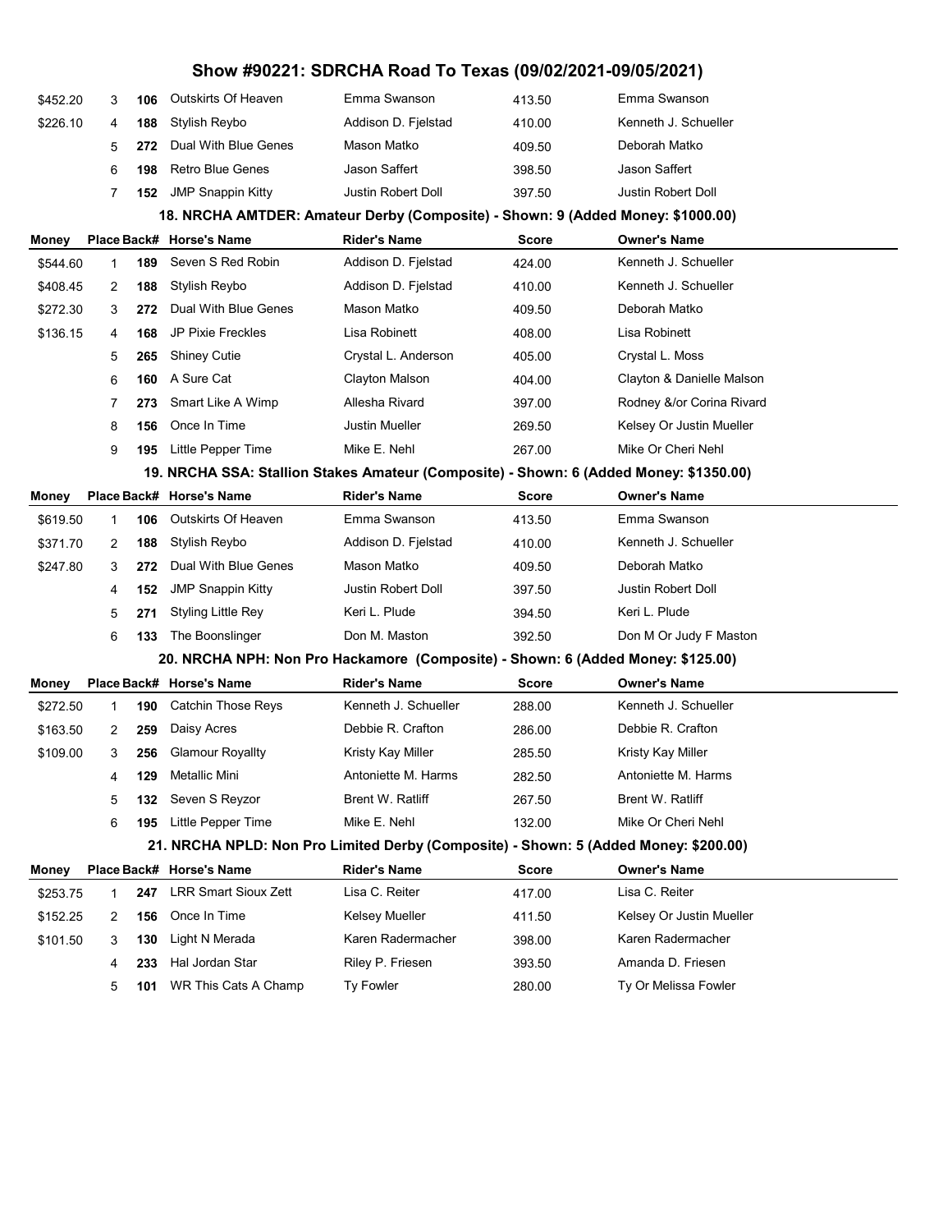# Show #90221: SDRCHA Road To Texas (09/02/2021-09/05/2021)

| | | | | | | |
|---|---|---|---|---|---|---|
| $452.20 | 3 | 106 | Outskirts Of Heaven | Emma Swanson | 413.50 | Emma Swanson |
| $226.10 | 4 | 188 | Stylish Reybo | Addison D. Fjelstad | 410.00 | Kenneth J. Schueller |
| | 5 | 272 | Dual With Blue Genes | Mason Matko | 409.50 | Deborah Matko |
| | 6 | 198 | Retro Blue Genes | Jason Saffert | 398.50 | Jason Saffert |
| | 7 | 152 | JMP Snappin Kitty | Justin Robert Doll | 397.50 | Justin Robert Doll |

## 18. NRCHA AMTDER: Amateur Derby (Composite) - Shown: 9 (Added Money: $1000.00)

| Money | Place | Back# | Horse's Name | Rider's Name | Score | Owner's Name |
|---|---|---|---|---|---|---|
| $544.60 | 1 | 189 | Seven S Red Robin | Addison D. Fjelstad | 424.00 | Kenneth J. Schueller |
| $408.45 | 2 | 188 | Stylish Reybo | Addison D. Fjelstad | 410.00 | Kenneth J. Schueller |
| $272.30 | 3 | 272 | Dual With Blue Genes | Mason Matko | 409.50 | Deborah Matko |
| $136.15 | 4 | 168 | JP Pixie Freckles | Lisa Robinett | 408.00 | Lisa Robinett |
| | 5 | 265 | Shiney Cutie | Crystal L. Anderson | 405.00 | Crystal L. Moss |
| | 6 | 160 | A Sure Cat | Clayton Malson | 404.00 | Clayton & Danielle Malson |
| | 7 | 273 | Smart Like A Wimp | Allesha Rivard | 397.00 | Rodney &/or Corina Rivard |
| | 8 | 156 | Once In Time | Justin Mueller | 269.50 | Kelsey Or Justin Mueller |
| | 9 | 195 | Little Pepper Time | Mike E. Nehl | 267.00 | Mike Or Cheri Nehl |

## 19. NRCHA SSA: Stallion Stakes Amateur (Composite) - Shown: 6 (Added Money: $1350.00)

| Money | Place | Back# | Horse's Name | Rider's Name | Score | Owner's Name |
|---|---|---|---|---|---|---|
| $619.50 | 1 | 106 | Outskirts Of Heaven | Emma Swanson | 413.50 | Emma Swanson |
| $371.70 | 2 | 188 | Stylish Reybo | Addison D. Fjelstad | 410.00 | Kenneth J. Schueller |
| $247.80 | 3 | 272 | Dual With Blue Genes | Mason Matko | 409.50 | Deborah Matko |
| | 4 | 152 | JMP Snappin Kitty | Justin Robert Doll | 397.50 | Justin Robert Doll |
| | 5 | 271 | Styling Little Rey | Keri L. Plude | 394.50 | Keri L. Plude |
| | 6 | 133 | The Boonslinger | Don M. Maston | 392.50 | Don M Or Judy F Maston |

## 20. NRCHA NPH: Non Pro Hackamore (Composite) - Shown: 6 (Added Money: $125.00)

| Money | Place | Back# | Horse's Name | Rider's Name | Score | Owner's Name |
|---|---|---|---|---|---|---|
| $272.50 | 1 | 190 | Catchin Those Reys | Kenneth J. Schueller | 288.00 | Kenneth J. Schueller |
| $163.50 | 2 | 259 | Daisy Acres | Debbie R. Crafton | 286.00 | Debbie R. Crafton |
| $109.00 | 3 | 256 | Glamour Royallty | Kristy Kay Miller | 285.50 | Kristy Kay Miller |
| | 4 | 129 | Metallic Mini | Antoniette M. Harms | 282.50 | Antoniette M. Harms |
| | 5 | 132 | Seven S Reyzor | Brent W. Ratliff | 267.50 | Brent W. Ratliff |
| | 6 | 195 | Little Pepper Time | Mike E. Nehl | 132.00 | Mike Or Cheri Nehl |

## 21. NRCHA NPLD: Non Pro Limited Derby (Composite) - Shown: 5 (Added Money: $200.00)

| Money | Place | Back# | Horse's Name | Rider's Name | Score | Owner's Name |
|---|---|---|---|---|---|---|
| $253.75 | 1 | 247 | LRR Smart Sioux Zett | Lisa C. Reiter | 417.00 | Lisa C. Reiter |
| $152.25 | 2 | 156 | Once In Time | Kelsey Mueller | 411.50 | Kelsey Or Justin Mueller |
| $101.50 | 3 | 130 | Light N Merada | Karen Radermacher | 398.00 | Karen Radermacher |
| | 4 | 233 | Hal Jordan Star | Riley P. Friesen | 393.50 | Amanda D. Friesen |
| | 5 | 101 | WR This Cats A Champ | Ty Fowler | 280.00 | Ty Or Melissa Fowler |